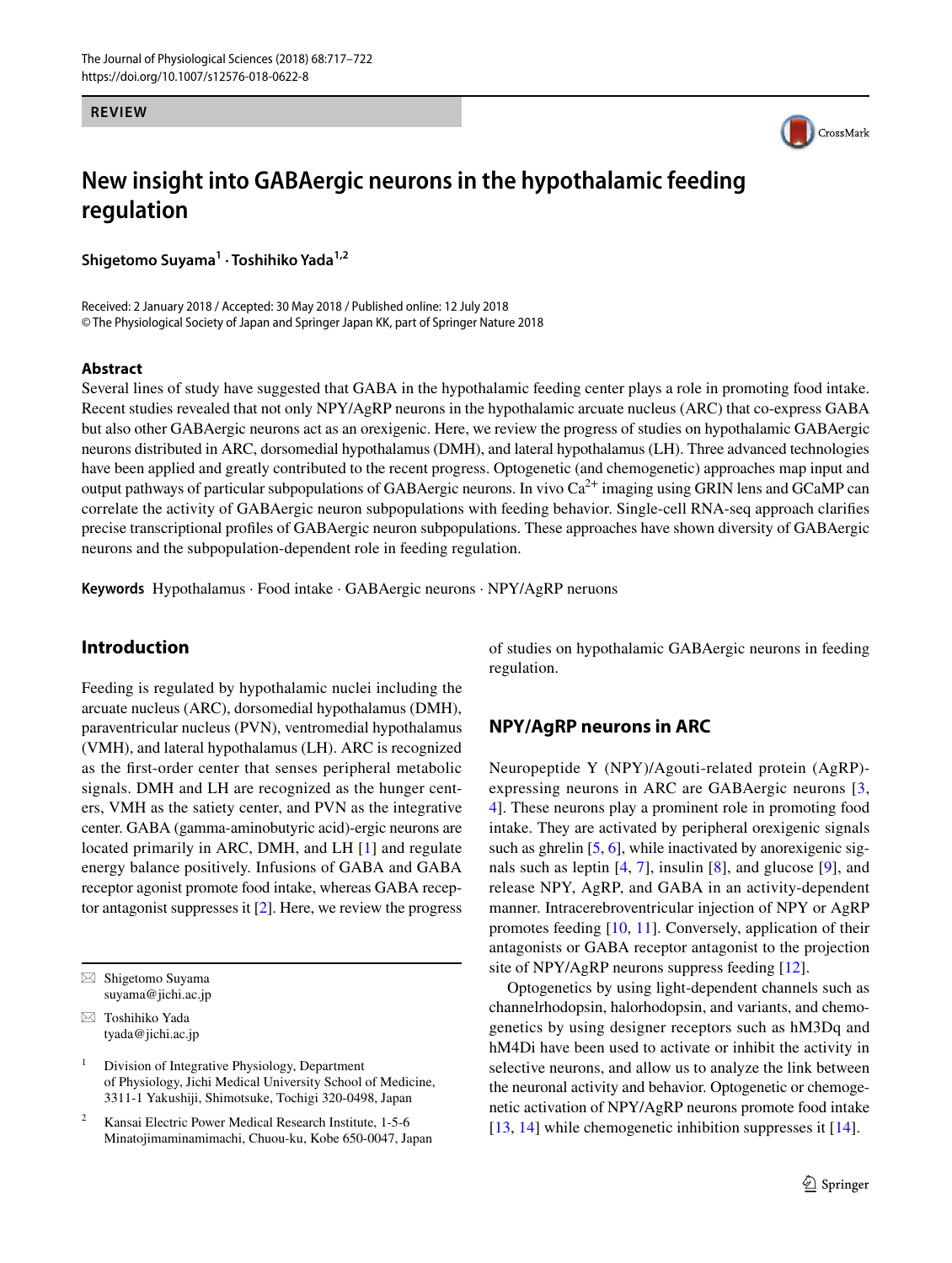REVIEW

# New insight into GABAergic neurons in the hypothalamic feeding regulation

**Shigetomo Suyama[1] · Toshihiko Yada[1,2]**

Received: 2 January 2018 / Accepted: 30 May 2018 / Published online: 12 July 2018
© The Physiological Society of Japan and Springer Japan KK, part of Springer Nature 2018

## Abstract

Several lines of study have suggested that GABA in the hypothalamic feeding center plays a role in promoting food intake. Recent studies revealed that not only NPY/AgRP neurons in the hypothalamic arcuate nucleus (ARC) that co-express GABA but also other GABAergic neurons act as an orexigenic. Here, we review the progress of studies on hypothalamic GABAergic neurons distributed in ARC, dorsomedial hypothalamus (DMH), and lateral hypothalamus (LH). Three advanced technologies have been applied and greatly contributed to the recent progress. Optogenetic (and chemogenetic) approaches map input and output pathways of particular subpopulations of GABAergic neurons. In vivo $Ca^{2+}$ imaging using GRIN lens and GCaMP can correlate the activity of GABAergic neuron subpopulations with feeding behavior. Single-cell RNA-seq approach clarifies precise transcriptional profiles of GABAergic neuron subpopulations. These approaches have shown diversity of GABAergic neurons and the subpopulation-dependent role in feeding regulation.

**Keywords** Hypothalamus · Food intake · GABAergic neurons · NPY/AgRP neruons

## Introduction

Feeding is regulated by hypothalamic nuclei including the arcuate nucleus (ARC), dorsomedial hypothalamus (DMH), paraventricular nucleus (PVN), ventromedial hypothalamus (VMH), and lateral hypothalamus (LH). ARC is recognized as the first-order center that senses peripheral metabolic signals. DMH and LH are recognized as the hunger centers, VMH as the satiety center, and PVN as the integrative center. GABA (gamma-aminobutyric acid)-ergic neurons are located primarily in ARC, DMH, and LH [1] and regulate energy balance positively. Infusions of GABA and GABA receptor agonist promote food intake, whereas GABA receptor antagonist suppresses it [2]. Here, we review the progress of studies on hypothalamic GABAergic neurons in feeding regulation.

## NPY/AgRP neurons in ARC

Neuropeptide Y (NPY)/Agouti-related protein (AgRP)-expressing neurons in ARC are GABAergic neurons [3, 4]. These neurons play a prominent role in promoting food intake. They are activated by peripheral orexigenic signals such as ghrelin [5, 6], while inactivated by anorexigenic signals such as leptin [4, 7], insulin [8], and glucose [9], and release NPY, AgRP, and GABA in an activity-dependent manner. Intracerebroventricular injection of NPY or AgRP promotes feeding [10, 11]. Conversely, application of their antagonists or GABA receptor antagonist to the projection site of NPY/AgRP neurons suppress feeding [12].

Optogenetics by using light-dependent channels such as channelrhodopsin, halorhodopsin, and variants, and chemogenetics by using designer receptors such as hM3Dq and hM4Di have been used to activate or inhibit the activity in selective neurons, and allow us to analyze the link between the neuronal activity and behavior. Optogenetic or chemogenetic activation of NPY/AgRP neurons promote food intake [13, 14] while chemogenetic inhibition suppresses it [14].

---

✉ Shigetomo Suyama
suyama@jichi.ac.jp

✉ Toshihiko Yada
tyada@jichi.ac.jp

1 Division of Integrative Physiology, Department of Physiology, Jichi Medical University School of Medicine, 3311-1 Yakushiji, Shimotsuke, Tochigi 320-0498, Japan

2 Kansai Electric Power Medical Research Institute, 1-5-6 Minatojimaminamimachi, Chuou-ku, Kobe 650-0047, Japan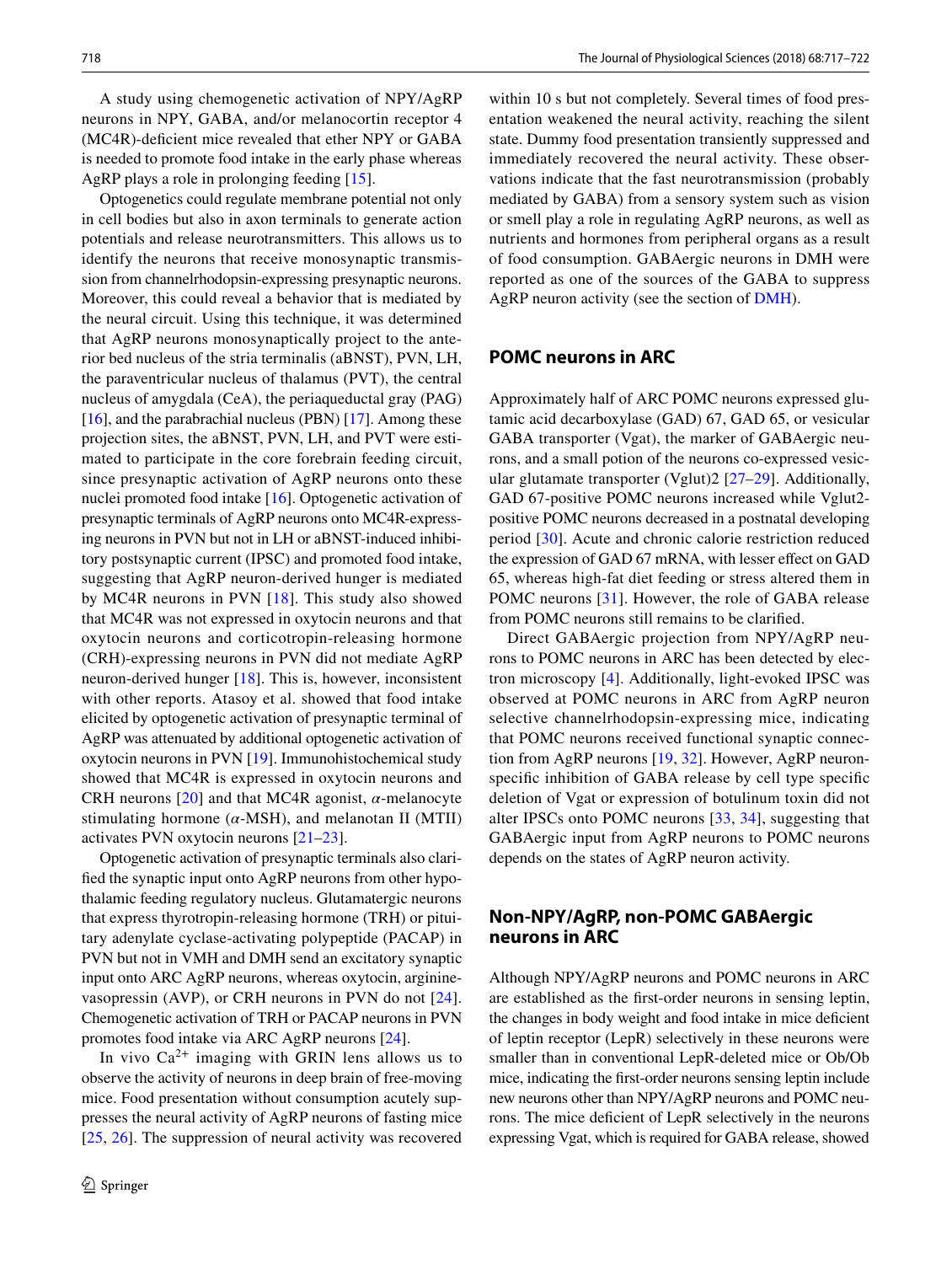A study using chemogenetic activation of NPY/AgRP neurons in NPY, GABA, and/or melanocortin receptor 4 (MC4R)-deficient mice revealed that ether NPY or GABA is needed to promote food intake in the early phase whereas AgRP plays a role in prolonging feeding [15].

Optogenetics could regulate membrane potential not only in cell bodies but also in axon terminals to generate action potentials and release neurotransmitters. This allows us to identify the neurons that receive monosynaptic transmission from channelrhodopsin-expressing presynaptic neurons. Moreover, this could reveal a behavior that is mediated by the neural circuit. Using this technique, it was determined that AgRP neurons monosynaptically project to the anterior bed nucleus of the stria terminalis (aBNST), PVN, LH, the paraventricular nucleus of thalamus (PVT), the central nucleus of amygdala (CeA), the periaqueductal gray (PAG) [16], and the parabrachial nucleus (PBN) [17]. Among these projection sites, the aBNST, PVN, LH, and PVT were estimated to participate in the core forebrain feeding circuit, since presynaptic activation of AgRP neurons onto these nuclei promoted food intake [16]. Optogenetic activation of presynaptic terminals of AgRP neurons onto MC4R-expressing neurons in PVN but not in LH or aBNST-induced inhibitory postsynaptic current (IPSC) and promoted food intake, suggesting that AgRP neuron-derived hunger is mediated by MC4R neurons in PVN [18]. This study also showed that MC4R was not expressed in oxytocin neurons and that oxytocin neurons and corticotropin-releasing hormone (CRH)-expressing neurons in PVN did not mediate AgRP neuron-derived hunger [18]. This is, however, inconsistent with other reports. Atasoy et al. showed that food intake elicited by optogenetic activation of presynaptic terminal of AgRP was attenuated by additional optogenetic activation of oxytocin neurons in PVN [19]. Immunohistochemical study showed that MC4R is expressed in oxytocin neurons and CRH neurons [20] and that MC4R agonist, $\alpha$-melanocyte stimulating hormone ($\alpha$-MSH), and melanotan II (MTII) activates PVN oxytocin neurons [21–23].

Optogenetic activation of presynaptic terminals also clarified the synaptic input onto AgRP neurons from other hypothalamic feeding regulatory nucleus. Glutamatergic neurons that express thyrotropin-releasing hormone (TRH) or pituitary adenylate cyclase-activating polypeptide (PACAP) in PVN but not in VMH and DMH send an excitatory synaptic input onto ARC AgRP neurons, whereas oxytocin, arginine-vasopressin (AVP), or CRH neurons in PVN do not [24]. Chemogenetic activation of TRH or PACAP neurons in PVN promotes food intake via ARC AgRP neurons [24].

In vivo $Ca^{2+}$ imaging with GRIN lens allows us to observe the activity of neurons in deep brain of free-moving mice. Food presentation without consumption acutely suppresses the neural activity of AgRP neurons of fasting mice [25, 26]. The suppression of neural activity was recovered within 10 s but not completely. Several times of food presentation weakened the neural activity, reaching the silent state. Dummy food presentation transiently suppressed and immediately recovered the neural activity. These observations indicate that the fast neurotransmission (probably mediated by GABA) from a sensory system such as vision or smell play a role in regulating AgRP neurons, as well as nutrients and hormones from peripheral organs as a result of food consumption. GABAergic neurons in DMH were reported as one of the sources of the GABA to suppress AgRP neuron activity (see the section of DMH).

## POMC neurons in ARC

Approximately half of ARC POMC neurons expressed glutamic acid decarboxylase (GAD) 67, GAD 65, or vesicular GABA transporter (Vgat), the marker of GABAergic neurons, and a small potion of the neurons co-expressed vesicular glutamate transporter (Vglut)2 [27–29]. Additionally, GAD 67-positive POMC neurons increased while Vglut2-positive POMC neurons decreased in a postnatal developing period [30]. Acute and chronic calorie restriction reduced the expression of GAD 67 mRNA, with lesser effect on GAD 65, whereas high-fat diet feeding or stress altered them in POMC neurons [31]. However, the role of GABA release from POMC neurons still remains to be clarified.

Direct GABAergic projection from NPY/AgRP neurons to POMC neurons in ARC has been detected by electron microscopy [4]. Additionally, light-evoked IPSC was observed at POMC neurons in ARC from AgRP neuron selective channelrhodopsin-expressing mice, indicating that POMC neurons received functional synaptic connection from AgRP neurons [19, 32]. However, AgRP neuron-specific inhibition of GABA release by cell type specific deletion of Vgat or expression of botulinum toxin did not alter IPSCs onto POMC neurons [33, 34], suggesting that GABAergic input from AgRP neurons to POMC neurons depends on the states of AgRP neuron activity.

## Non-NPY/AgRP, non-POMC GABAergic neurons in ARC

Although NPY/AgRP neurons and POMC neurons in ARC are established as the first-order neurons in sensing leptin, the changes in body weight and food intake in mice deficient of leptin receptor (LepR) selectively in these neurons were smaller than in conventional LepR-deleted mice or Ob/Ob mice, indicating the first-order neurons sensing leptin include new neurons other than NPY/AgRP neurons and POMC neurons. The mice deficient of LepR selectively in the neurons expressing Vgat, which is required for GABA release, showed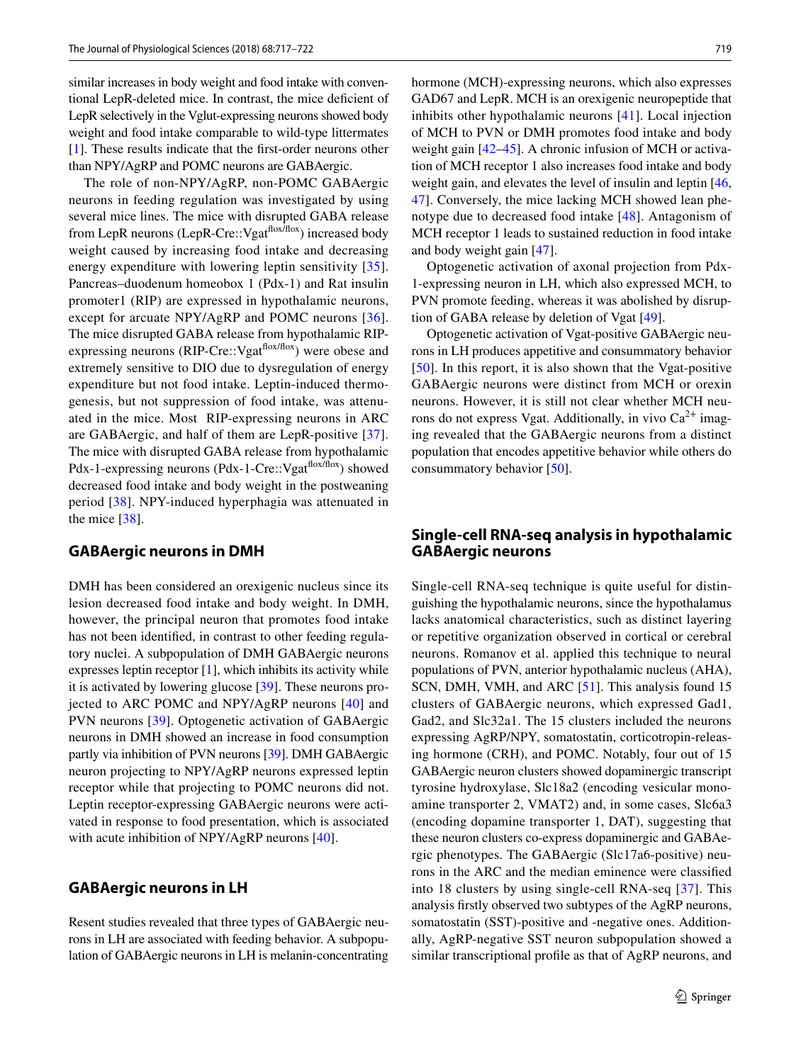similar increases in body weight and food intake with conventional LepR-deleted mice. In contrast, the mice deficient of LepR selectively in the Vglut-expressing neurons showed body weight and food intake comparable to wild-type littermates [1]. These results indicate that the first-order neurons other than NPY/AgRP and POMC neurons are GABAergic.

The role of non-NPY/AgRP, non-POMC GABAergic neurons in feeding regulation was investigated by using several mice lines. The mice with disrupted GABA release from LepR neurons (LepR-Cre::Vgat$^{flox/flox}$) increased body weight caused by increasing food intake and decreasing energy expenditure with lowering leptin sensitivity [35]. Pancreas–duodenum homeobox 1 (Pdx-1) and Rat insulin promoter1 (RIP) are expressed in hypothalamic neurons, except for arcuate NPY/AgRP and POMC neurons [36]. The mice disrupted GABA release from hypothalamic RIP-expressing neurons (RIP-Cre::Vgat$^{flox/flox}$) were obese and extremely sensitive to DIO due to dysregulation of energy expenditure but not food intake. Leptin-induced thermogenesis, but not suppression of food intake, was attenuated in the mice. Most RIP-expressing neurons in ARC are GABAergic, and half of them are LepR-positive [37]. The mice with disrupted GABA release from hypothalamic Pdx-1-expressing neurons (Pdx-1-Cre::Vgat$^{flox/flox}$) showed decreased food intake and body weight in the postweaning period [38]. NPY-induced hyperphagia was attenuated in the mice [38].

## GABAergic neurons in DMH

DMH has been considered an orexigenic nucleus since its lesion decreased food intake and body weight. In DMH, however, the principal neuron that promotes food intake has not been identified, in contrast to other feeding regulatory nuclei. A subpopulation of DMH GABAergic neurons expresses leptin receptor [1], which inhibits its activity while it is activated by lowering glucose [39]. These neurons projected to ARC POMC and NPY/AgRP neurons [40] and PVN neurons [39]. Optogenetic activation of GABAergic neurons in DMH showed an increase in food consumption partly via inhibition of PVN neurons [39]. DMH GABAergic neuron projecting to NPY/AgRP neurons expressed leptin receptor while that projecting to POMC neurons did not. Leptin receptor-expressing GABAergic neurons were activated in response to food presentation, which is associated with acute inhibition of NPY/AgRP neurons [40].

## GABAergic neurons in LH

Resent studies revealed that three types of GABAergic neurons in LH are associated with feeding behavior. A subpopulation of GABAergic neurons in LH is melanin-concentrating hormone (MCH)-expressing neurons, which also expresses GAD67 and LepR. MCH is an orexigenic neuropeptide that inhibits other hypothalamic neurons [41]. Local injection of MCH to PVN or DMH promotes food intake and body weight gain [42–45]. A chronic infusion of MCH or activation of MCH receptor 1 also increases food intake and body weight gain, and elevates the level of insulin and leptin [46, 47]. Conversely, the mice lacking MCH showed lean phenotype due to decreased food intake [48]. Antagonism of MCH receptor 1 leads to sustained reduction in food intake and body weight gain [47].

Optogenetic activation of axonal projection from Pdx-1-expressing neuron in LH, which also expressed MCH, to PVN promote feeding, whereas it was abolished by disruption of GABA release by deletion of Vgat [49].

Optogenetic activation of Vgat-positive GABAergic neurons in LH produces appetitive and consummatory behavior [50]. In this report, it is also shown that the Vgat-positive GABAergic neurons were distinct from MCH or orexin neurons. However, it is still not clear whether MCH neurons do not express Vgat. Additionally, in vivo $Ca^{2+}$ imaging revealed that the GABAergic neurons from a distinct population that encodes appetitive behavior while others do consummatory behavior [50].

## Single-cell RNA-seq analysis in hypothalamic GABAergic neurons

Single-cell RNA-seq technique is quite useful for distinguishing the hypothalamic neurons, since the hypothalamus lacks anatomical characteristics, such as distinct layering or repetitive organization observed in cortical or cerebral neurons. Romanov et al. applied this technique to neural populations of PVN, anterior hypothalamic nucleus (AHA), SCN, DMH, VMH, and ARC [51]. This analysis found 15 clusters of GABAergic neurons, which expressed Gad1, Gad2, and Slc32a1. The 15 clusters included the neurons expressing AgRP/NPY, somatostatin, corticotropin-releasing hormone (CRH), and POMC. Notably, four out of 15 GABAergic neuron clusters showed dopaminergic transcript tyrosine hydroxylase, Slc18a2 (encoding vesicular monoamine transporter 2, VMAT2) and, in some cases, Slc6a3 (encoding dopamine transporter 1, DAT), suggesting that these neuron clusters co-express dopaminergic and GABAergic phenotypes. The GABAergic (Slc17a6-positive) neurons in the ARC and the median eminence were classified into 18 clusters by using single-cell RNA-seq [37]. This analysis firstly observed two subtypes of the AgRP neurons, somatostatin (SST)-positive and -negative ones. Additionally, AgRP-negative SST neuron subpopulation showed a similar transcriptional profile as that of AgRP neurons, and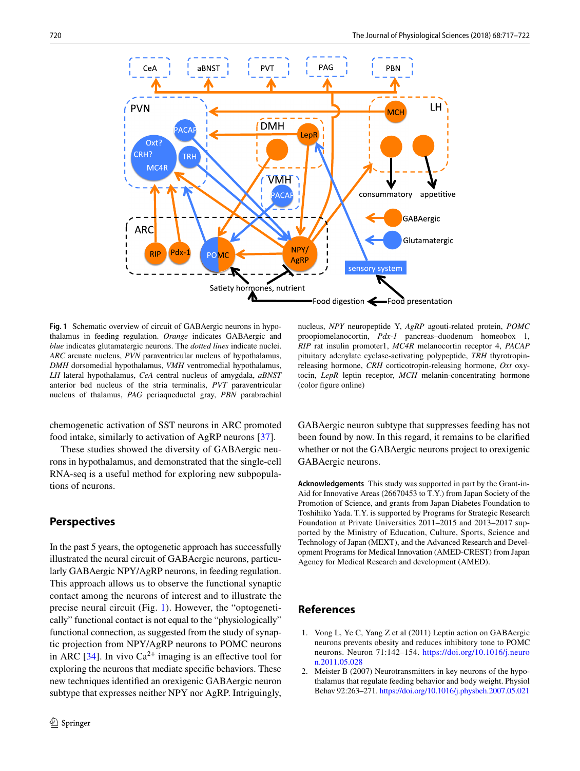**Fig. 1** Schematic overview of circuit of GABAergic neurons in hypothalamus in feeding regulation. *Orange* indicates GABAergic and *blue* indicates glutamatergic neurons. The *dotted lines* indicate nuclei. *ARC* arcuate nucleus, *PVN* paraventricular nucleus of hypothalamus, *DMH* dorsomedial hypothalamus, *VMH* ventromedial hypothalamus, *LH* lateral hypothalamus, *CeA* central nucleus of amygdala, *aBNST* anterior bed nucleus of the stria terminalis, *PVT* paraventricular nucleus of thalamus, *PAG* periaqueductal gray, *PBN* parabrachial nucleus, *NPY* neuropeptide Y, *AgRP* agouti-related protein, *POMC* proopiomelanocortin, *Pdx-1* pancreas–duodenum homeobox 1, *RIP* rat insulin promoter1, *MC4R* melanocortin receptor 4, *PACAP* pituitary adenylate cyclase-activating polypeptide, *TRH* thyrotropin-releasing hormone, *CRH* corticotropin-releasing hormone, *Oxt* oxytocin, *LepR* leptin receptor, *MCH* melanin-concentrating hormone (color figure online)

chemogenetic activation of SST neurons in ARC promoted food intake, similarly to activation of AgRP neurons [37].

These studies showed the diversity of GABAergic neurons in hypothalamus, and demonstrated that the single-cell RNA-seq is a useful method for exploring new subpopulations of neurons.

## Perspectives

In the past 5 years, the optogenetic approach has successfully illustrated the neural circuit of GABAergic neurons, particularly GABAergic NPY/AgRP neurons, in feeding regulation. This approach allows us to observe the functional synaptic contact among the neurons of interest and to illustrate the precise neural circuit (Fig. 1). However, the "optogenetically" functional contact is not equal to the "physiologically" functional connection, as suggested from the study of synaptic projection from NPY/AgRP neurons to POMC neurons in ARC [34]. In vivo $Ca^{2+}$ imaging is an effective tool for exploring the neurons that mediate specific behaviors. These new techniques identified an orexigenic GABAergic neuron subtype that expresses neither NPY nor AgRP. Intriguingly, GABAergic neuron subtype that suppresses feeding has not been found by now. In this regard, it remains to be clarified whether or not the GABAergic neurons project to orexigenic GABAergic neurons.

**Acknowledgements** This study was supported in part by the Grant-in-Aid for Innovative Areas (26670453 to T.Y.) from Japan Society of the Promotion of Science, and grants from Japan Diabetes Foundation to Toshihiko Yada. T.Y. is supported by Programs for Strategic Research Foundation at Private Universities 2011–2015 and 2013–2017 supported by the Ministry of Education, Culture, Sports, Science and Technology of Japan (MEXT), and the Advanced Research and Development Programs for Medical Innovation (AMED-CREST) from Japan Agency for Medical Research and development (AMED).

## References

1. Vong L, Ye C, Yang Z et al (2011) Leptin action on GABAergic neurons prevents obesity and reduces inhibitory tone to POMC neurons. Neuron 71:142–154. https://doi.org/10.1016/j.neuron.2011.05.028
2. Meister B (2007) Neurotransmitters in key neurons of the hypothalamus that regulate feeding behavior and body weight. Physiol Behav 92:263–271. https://doi.org/10.1016/j.physbeh.2007.05.021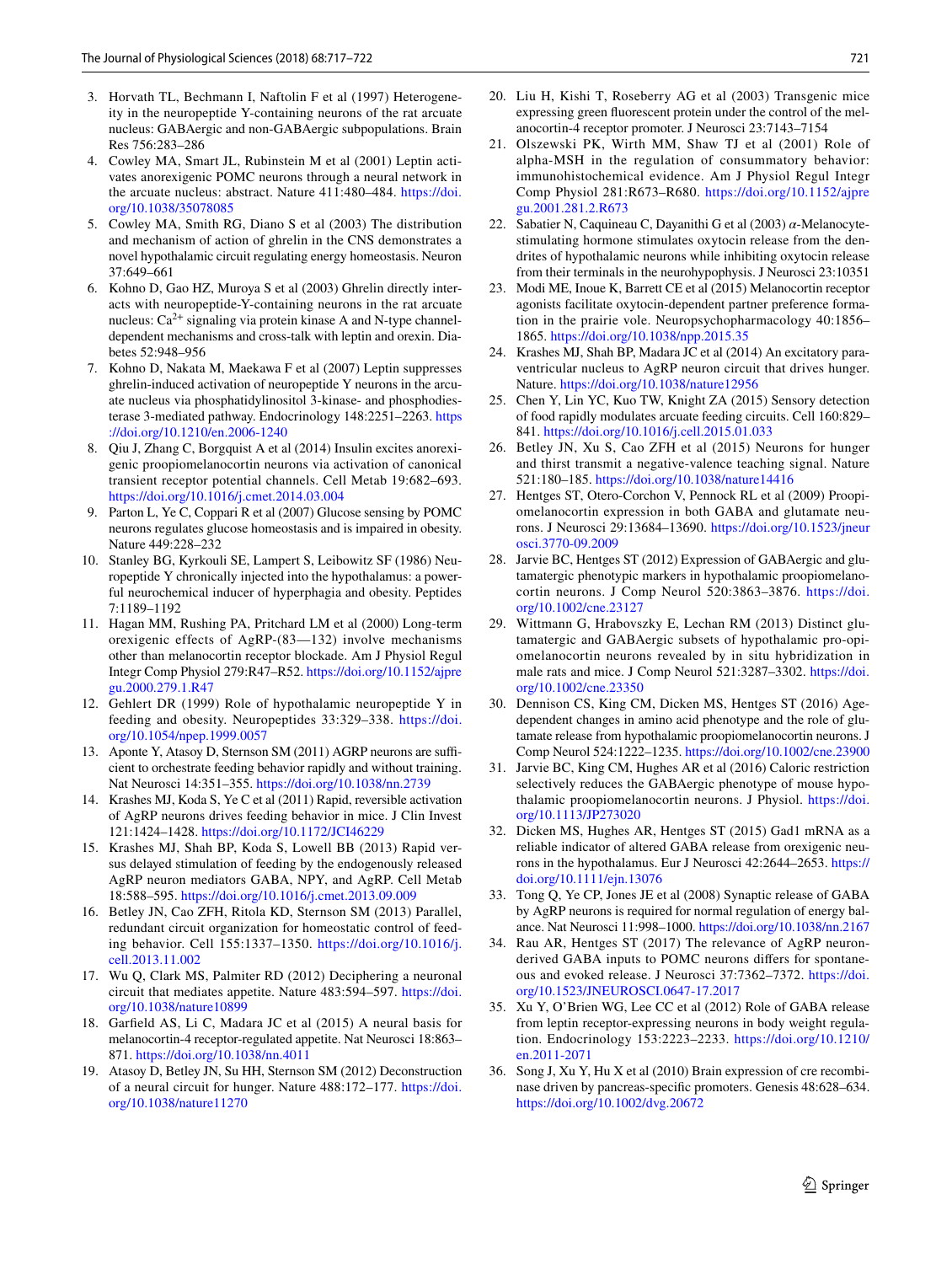3. Horvath TL, Bechmann I, Naftolin F et al (1997) Heterogeneity in the neuropeptide Y-containing neurons of the rat arcuate nucleus: GABAergic and non-GABAergic subpopulations. Brain Res 756:283–286
4. Cowley MA, Smart JL, Rubinstein M et al (2001) Leptin activates anorexigenic POMC neurons through a neural network in the arcuate nucleus: abstract. Nature 411:480–484. https://doi.org/10.1038/35078085
5. Cowley MA, Smith RG, Diano S et al (2003) The distribution and mechanism of action of ghrelin in the CNS demonstrates a novel hypothalamic circuit regulating energy homeostasis. Neuron 37:649–661
6. Kohno D, Gao HZ, Muroya S et al (2003) Ghrelin directly interacts with neuropeptide-Y-containing neurons in the rat arcuate nucleus: $Ca^{2+}$ signaling via protein kinase A and N-type channel-dependent mechanisms and cross-talk with leptin and orexin. Diabetes 52:948–956
7. Kohno D, Nakata M, Maekawa F et al (2007) Leptin suppresses ghrelin-induced activation of neuropeptide Y neurons in the arcuate nucleus via phosphatidylinositol 3-kinase- and phosphodiesterase 3-mediated pathway. Endocrinology 148:2251–2263. https://doi.org/10.1210/en.2006-1240
8. Qiu J, Zhang C, Borgquist A et al (2014) Insulin excites anorexigenic proopiomelanocortin neurons via activation of canonical transient receptor potential channels. Cell Metab 19:682–693. https://doi.org/10.1016/j.cmet.2014.03.004
9. Parton L, Ye C, Coppari R et al (2007) Glucose sensing by POMC neurons regulates glucose homeostasis and is impaired in obesity. Nature 449:228–232
10. Stanley BG, Kyrkouli SE, Lampert S, Leibowitz SF (1986) Neuropeptide Y chronically injected into the hypothalamus: a powerful neurochemical inducer of hyperphagia and obesity. Peptides 7:1189–1192
11. Hagan MM, Rushing PA, Pritchard LM et al (2000) Long-term orexigenic effects of AgRP-(83—132) involve mechanisms other than melanocortin receptor blockade. Am J Physiol Regul Integr Comp Physiol 279:R47–R52. https://doi.org/10.1152/ajpregu.2000.279.1.R47
12. Gehlert DR (1999) Role of hypothalamic neuropeptide Y in feeding and obesity. Neuropeptides 33:329–338. https://doi.org/10.1054/npep.1999.0057
13. Aponte Y, Atasoy D, Sternson SM (2011) AGRP neurons are sufficient to orchestrate feeding behavior rapidly and without training. Nat Neurosci 14:351–355. https://doi.org/10.1038/nn.2739
14. Krashes MJ, Koda S, Ye C et al (2011) Rapid, reversible activation of AgRP neurons drives feeding behavior in mice. J Clin Invest 121:1424–1428. https://doi.org/10.1172/JCI46229
15. Krashes MJ, Shah BP, Koda S, Lowell BB (2013) Rapid versus delayed stimulation of feeding by the endogenously released AgRP neuron mediators GABA, NPY, and AgRP. Cell Metab 18:588–595. https://doi.org/10.1016/j.cmet.2013.09.009
16. Betley JN, Cao ZFH, Ritola KD, Sternson SM (2013) Parallel, redundant circuit organization for homeostatic control of feeding behavior. Cell 155:1337–1350. https://doi.org/10.1016/j.cell.2013.11.002
17. Wu Q, Clark MS, Palmiter RD (2012) Deciphering a neuronal circuit that mediates appetite. Nature 483:594–597. https://doi.org/10.1038/nature10899
18. Garfield AS, Li C, Madara JC et al (2015) A neural basis for melanocortin-4 receptor-regulated appetite. Nat Neurosci 18:863–871. https://doi.org/10.1038/nn.4011
19. Atasoy D, Betley JN, Su HH, Sternson SM (2012) Deconstruction of a neural circuit for hunger. Nature 488:172–177. https://doi.org/10.1038/nature11270
20. Liu H, Kishi T, Roseberry AG et al (2003) Transgenic mice expressing green fluorescent protein under the control of the melanocortin-4 receptor promoter. J Neurosci 23:7143–7154
21. Olszewski PK, Wirth MM, Shaw TJ et al (2001) Role of alpha-MSH in the regulation of consummatory behavior: immunohistochemical evidence. Am J Physiol Regul Integr Comp Physiol 281:R673–R680. https://doi.org/10.1152/ajpregu.2001.281.2.R673
22. Sabatier N, Caquineau C, Dayanithi G et al (2003) $\alpha$-Melanocyte-stimulating hormone stimulates oxytocin release from the dendrites of hypothalamic neurons while inhibiting oxytocin release from their terminals in the neurohypophysis. J Neurosci 23:10351
23. Modi ME, Inoue K, Barrett CE et al (2015) Melanocortin receptor agonists facilitate oxytocin-dependent partner preference formation in the prairie vole. Neuropsychopharmacology 40:1856–1865. https://doi.org/10.1038/npp.2015.35
24. Krashes MJ, Shah BP, Madara JC et al (2014) An excitatory paraventricular nucleus to AgRP neuron circuit that drives hunger. Nature. https://doi.org/10.1038/nature12956
25. Chen Y, Lin YC, Kuo TW, Knight ZA (2015) Sensory detection of food rapidly modulates arcuate feeding circuits. Cell 160:829–841. https://doi.org/10.1016/j.cell.2015.01.033
26. Betley JN, Xu S, Cao ZFH et al (2015) Neurons for hunger and thirst transmit a negative-valence teaching signal. Nature 521:180–185. https://doi.org/10.1038/nature14416
27. Hentges ST, Otero-Corchon V, Pennock RL et al (2009) Proopiomelanocortin expression in both GABA and glutamate neurons. J Neurosci 29:13684–13690. https://doi.org/10.1523/jneurosci.3770-09.2009
28. Jarvie BC, Hentges ST (2012) Expression of GABAergic and glutamatergic phenotypic markers in hypothalamic proopiomelanocortin neurons. J Comp Neurol 520:3863–3876. https://doi.org/10.1002/cne.23127
29. Wittmann G, Hrabovszky E, Lechan RM (2013) Distinct glutamatergic and GABAergic subsets of hypothalamic pro-opiomelanocortin neurons revealed by in situ hybridization in male rats and mice. J Comp Neurol 521:3287–3302. https://doi.org/10.1002/cne.23350
30. Dennison CS, King CM, Dicken MS, Hentges ST (2016) Age-dependent changes in amino acid phenotype and the role of glutamate release from hypothalamic proopiomelanocortin neurons. J Comp Neurol 524:1222–1235. https://doi.org/10.1002/cne.23900
31. Jarvie BC, King CM, Hughes AR et al (2016) Caloric restriction selectively reduces the GABAergic phenotype of mouse hypothalamic proopiomelanocortin neurons. J Physiol. https://doi.org/10.1113/JP273020
32. Dicken MS, Hughes AR, Hentges ST (2015) Gad1 mRNA as a reliable indicator of altered GABA release from orexigenic neurons in the hypothalamus. Eur J Neurosci 42:2644–2653. https://doi.org/10.1111/ejn.13076
33. Tong Q, Ye CP, Jones JE et al (2008) Synaptic release of GABA by AgRP neurons is required for normal regulation of energy balance. Nat Neurosci 11:998–1000. https://doi.org/10.1038/nn.2167
34. Rau AR, Hentges ST (2017) The relevance of AgRP neuron-derived GABA inputs to POMC neurons differs for spontaneous and evoked release. J Neurosci 37:7362–7372. https://doi.org/10.1523/JNEUROSCI.0647-17.2017
35. Xu Y, O'Brien WG, Lee CC et al (2012) Role of GABA release from leptin receptor-expressing neurons in body weight regulation. Endocrinology 153:2223–2233. https://doi.org/10.1210/en.2011-2071
36. Song J, Xu Y, Hu X et al (2010) Brain expression of cre recombinase driven by pancreas-specific promoters. Genesis 48:628–634. https://doi.org/10.1002/dvg.20672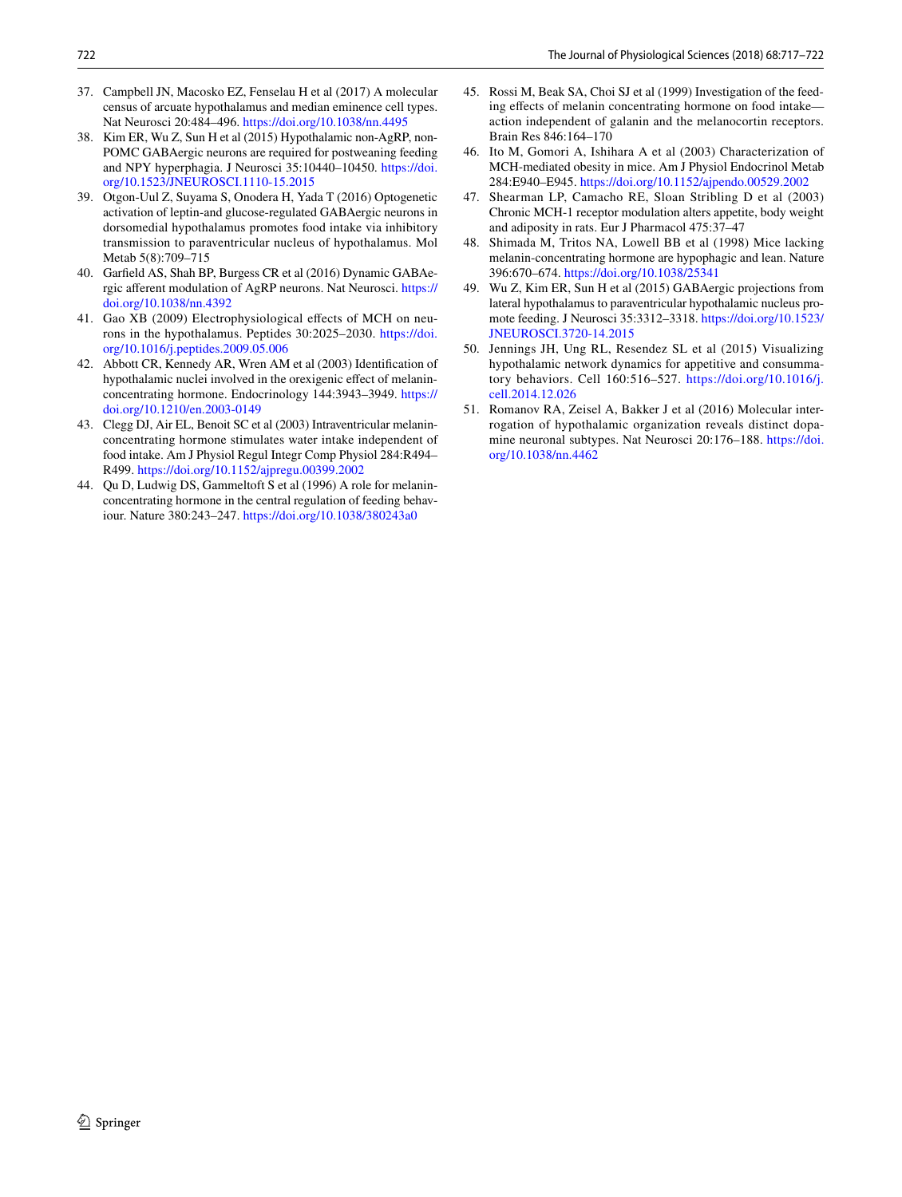37. Campbell JN, Macosko EZ, Fenselau H et al (2017) A molecular census of arcuate hypothalamus and median eminence cell types. Nat Neurosci 20:484–496. https://doi.org/10.1038/nn.4495
38. Kim ER, Wu Z, Sun H et al (2015) Hypothalamic non-AgRP, non-POMC GABAergic neurons are required for postweaning feeding and NPY hyperphagia. J Neurosci 35:10440–10450. https://doi.org/10.1523/JNEUROSCI.1110-15.2015
39. Otgon-Uul Z, Suyama S, Onodera H, Yada T (2016) Optogenetic activation of leptin-and glucose-regulated GABAergic neurons in dorsomedial hypothalamus promotes food intake via inhibitory transmission to paraventricular nucleus of hypothalamus. Mol Metab 5(8):709–715
40. Garfield AS, Shah BP, Burgess CR et al (2016) Dynamic GABAergic afferent modulation of AgRP neurons. Nat Neurosci. https://doi.org/10.1038/nn.4392
41. Gao XB (2009) Electrophysiological effects of MCH on neurons in the hypothalamus. Peptides 30:2025–2030. https://doi.org/10.1016/j.peptides.2009.05.006
42. Abbott CR, Kennedy AR, Wren AM et al (2003) Identification of hypothalamic nuclei involved in the orexigenic effect of melanin-concentrating hormone. Endocrinology 144:3943–3949. https://doi.org/10.1210/en.2003-0149
43. Clegg DJ, Air EL, Benoit SC et al (2003) Intraventricular melanin-concentrating hormone stimulates water intake independent of food intake. Am J Physiol Regul Integr Comp Physiol 284:R494–R499. https://doi.org/10.1152/ajpregu.00399.2002
44. Qu D, Ludwig DS, Gammeltoft S et al (1996) A role for melanin-concentrating hormone in the central regulation of feeding behaviour. Nature 380:243–247. https://doi.org/10.1038/380243a0
45. Rossi M, Beak SA, Choi SJ et al (1999) Investigation of the feeding effects of melanin concentrating hormone on food intake—action independent of galanin and the melanocortin receptors. Brain Res 846:164–170
46. Ito M, Gomori A, Ishihara A et al (2003) Characterization of MCH-mediated obesity in mice. Am J Physiol Endocrinol Metab 284:E940–E945. https://doi.org/10.1152/ajpendo.00529.2002
47. Shearman LP, Camacho RE, Sloan Stribling D et al (2003) Chronic MCH-1 receptor modulation alters appetite, body weight and adiposity in rats. Eur J Pharmacol 475:37–47
48. Shimada M, Tritos NA, Lowell BB et al (1998) Mice lacking melanin-concentrating hormone are hypophagic and lean. Nature 396:670–674. https://doi.org/10.1038/25341
49. Wu Z, Kim ER, Sun H et al (2015) GABAergic projections from lateral hypothalamus to paraventricular hypothalamic nucleus promote feeding. J Neurosci 35:3312–3318. https://doi.org/10.1523/JNEUROSCI.3720-14.2015
50. Jennings JH, Ung RL, Resendez SL et al (2015) Visualizing hypothalamic network dynamics for appetitive and consummatory behaviors. Cell 160:516–527. https://doi.org/10.1016/j.cell.2014.12.026
51. Romanov RA, Zeisel A, Bakker J et al (2016) Molecular interrogation of hypothalamic organization reveals distinct dopamine neuronal subtypes. Nat Neurosci 20:176–188. https://doi.org/10.1038/nn.4462